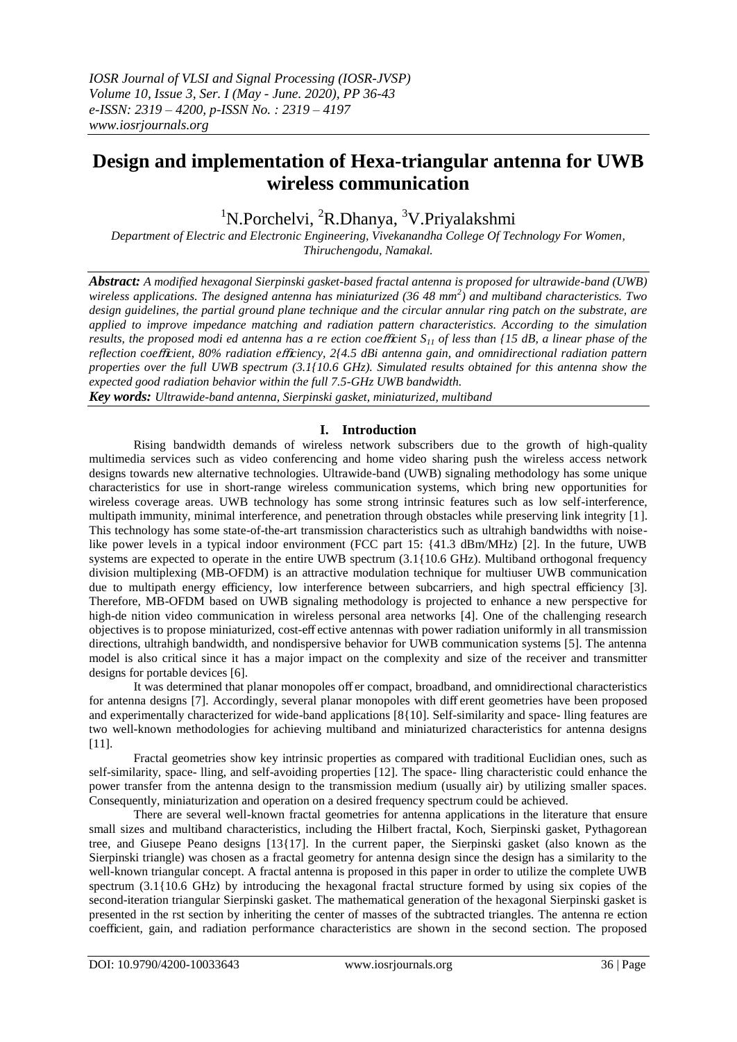# Design and implementation of Hexa-triangular antenna for UWB wireless communication

[1]N.Porchelvi, [2]R.Dhanya, [3]V.Priyalakshmi

*Department of Electric and Electronic Engineering, Vivekanandha College Of Technology For Women, Thiruchengodu, Namakal.*

***Abstract:*** *A modified hexagonal Sierpinski gasket-based fractal antenna is proposed for ultrawide-band (UWB) wireless applications. The designed antenna has miniaturized (36 48 mm$^2$) and multiband characteristics. Two design guidelines, the partial ground plane technique and the circular annular ring patch on the substrate, are applied to improve impedance matching and radiation pattern characteristics. According to the simulation results, the proposed modi ed antenna has a re ection coe*ffi*cient $S_{11}$ of less than {15 dB, a linear phase of the reflection coe*ffi*cient, 80% radiation e*ffi*ciency, 2{4.5 dBi antenna gain, and omnidirectional radiation pattern properties over the full UWB spectrum (3.1{10.6 GHz). Simulated results obtained for this antenna show the expected good radiation behavior within the full 7.5-GHz UWB bandwidth.*

***Key words:*** *Ultrawide-band antenna, Sierpinski gasket, miniaturized, multiband*

## I. Introduction

Rising bandwidth demands of wireless network subscribers due to the growth of high-quality multimedia services such as video conferencing and home video sharing push the wireless access network designs towards new alternative technologies. Ultrawide-band (UWB) signaling methodology has some unique characteristics for use in short-range wireless communication systems, which bring new opportunities for wireless coverage areas. UWB technology has some strong intrinsic features such as low self-interference, multipath immunity, minimal interference, and penetration through obstacles while preserving link integrity [1]. This technology has some state-of-the-art transmission characteristics such as ultrahigh bandwidths with noise-like power levels in a typical indoor environment (FCC part 15: {41.3 dBm/MHz) [2]. In the future, UWB systems are expected to operate in the entire UWB spectrum (3.1{10.6 GHz). Multiband orthogonal frequency division multiplexing (MB-OFDM) is an attractive modulation technique for multiuser UWB communication due to multipath energy efficiency, low interference between subcarriers, and high spectral efficiency [3]. Therefore, MB-OFDM based on UWB signaling methodology is projected to enhance a new perspective for high-de nition video communication in wireless personal area networks [4]. One of the challenging research objectives is to propose miniaturized, cost-eff ective antennas with power radiation uniformly in all transmission directions, ultrahigh bandwidth, and nondispersive behavior for UWB communication systems [5]. The antenna model is also critical since it has a major impact on the complexity and size of the receiver and transmitter designs for portable devices [6].

It was determined that planar monopoles off er compact, broadband, and omnidirectional characteristics for antenna designs [7]. Accordingly, several planar monopoles with diff erent geometries have been proposed and experimentally characterized for wide-band applications [8{10]. Self-similarity and space- lling features are two well-known methodologies for achieving multiband and miniaturized characteristics for antenna designs [11].

Fractal geometries show key intrinsic properties as compared with traditional Euclidian ones, such as self-similarity, space- lling, and self-avoiding properties [12]. The space- lling characteristic could enhance the power transfer from the antenna design to the transmission medium (usually air) by utilizing smaller spaces. Consequently, miniaturization and operation on a desired frequency spectrum could be achieved.

There are several well-known fractal geometries for antenna applications in the literature that ensure small sizes and multiband characteristics, including the Hilbert fractal, Koch, Sierpinski gasket, Pythagorean tree, and Giusepe Peano designs [13{17]. In the current paper, the Sierpinski gasket (also known as the Sierpinski triangle) was chosen as a fractal geometry for antenna design since the design has a similarity to the well-known triangular concept. A fractal antenna is proposed in this paper in order to utilize the complete UWB spectrum (3.1{10.6 GHz) by introducing the hexagonal fractal structure formed by using six copies of the second-iteration triangular Sierpinski gasket. The mathematical generation of the hexagonal Sierpinski gasket is presented in the rst section by inheriting the center of masses of the subtracted triangles. The antenna re ection coefficient, gain, and radiation performance characteristics are shown in the second section. The proposed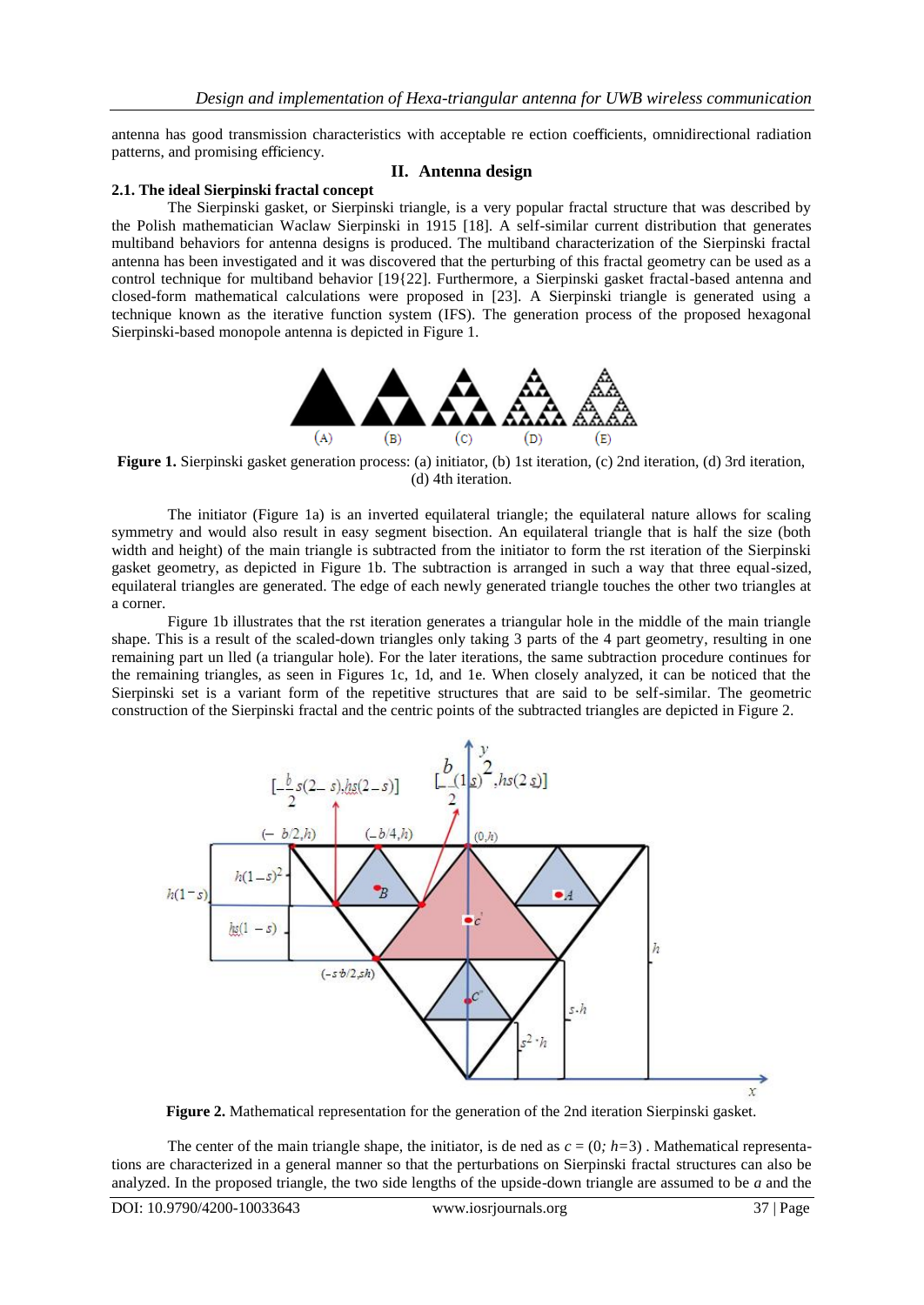antenna has good transmission characteristics with acceptable re ection coefficients, omnidirectional radiation patterns, and promising efficiency.

## II. Antenna design

### 2.1. The ideal Sierpinski fractal concept

The Sierpinski gasket, or Sierpinski triangle, is a very popular fractal structure that was described by the Polish mathematician Waclaw Sierpinski in 1915 [18]. A self-similar current distribution that generates multiband behaviors for antenna designs is produced. The multiband characterization of the Sierpinski fractal antenna has been investigated and it was discovered that the perturbing of this fractal geometry can be used as a control technique for multiband behavior [19{22]. Furthermore, a Sierpinski gasket fractal-based antenna and closed-form mathematical calculations were proposed in [23]. A Sierpinski triangle is generated using a technique known as the iterative function system (IFS). The generation process of the proposed hexagonal Sierpinski-based monopole antenna is depicted in Figure 1.

**Figure 1.** Sierpinski gasket generation process: (a) initiator, (b) 1st iteration, (c) 2nd iteration, (d) 3rd iteration, (d) 4th iteration.

The initiator (Figure 1a) is an inverted equilateral triangle; the equilateral nature allows for scaling symmetry and would also result in easy segment bisection. An equilateral triangle that is half the size (both width and height) of the main triangle is subtracted from the initiator to form the rst iteration of the Sierpinski gasket geometry, as depicted in Figure 1b. The subtraction is arranged in such a way that three equal-sized, equilateral triangles are generated. The edge of each newly generated triangle touches the other two triangles at a corner.

Figure 1b illustrates that the rst iteration generates a triangular hole in the middle of the main triangle shape. This is a result of the scaled-down triangles only taking 3 parts of the 4 part geometry, resulting in one remaining part un lled (a triangular hole). For the later iterations, the same subtraction procedure continues for the remaining triangles, as seen in Figures 1c, 1d, and 1e. When closely analyzed, it can be noticed that the Sierpinski set is a variant form of the repetitive structures that are said to be self-similar. The geometric construction of the Sierpinski fractal and the centric points of the subtracted triangles are depicted in Figure 2.

**Figure 2.** Mathematical representation for the generation of the 2nd iteration Sierpinski gasket.

The center of the main triangle shape, the initiator, is de ned as $c = (0; h=3)$ . Mathematical representations are characterized in a general manner so that the perturbations on Sierpinski fractal structures can also be analyzed. In the proposed triangle, the two side lengths of the upside-down triangle are assumed to be $a$ and the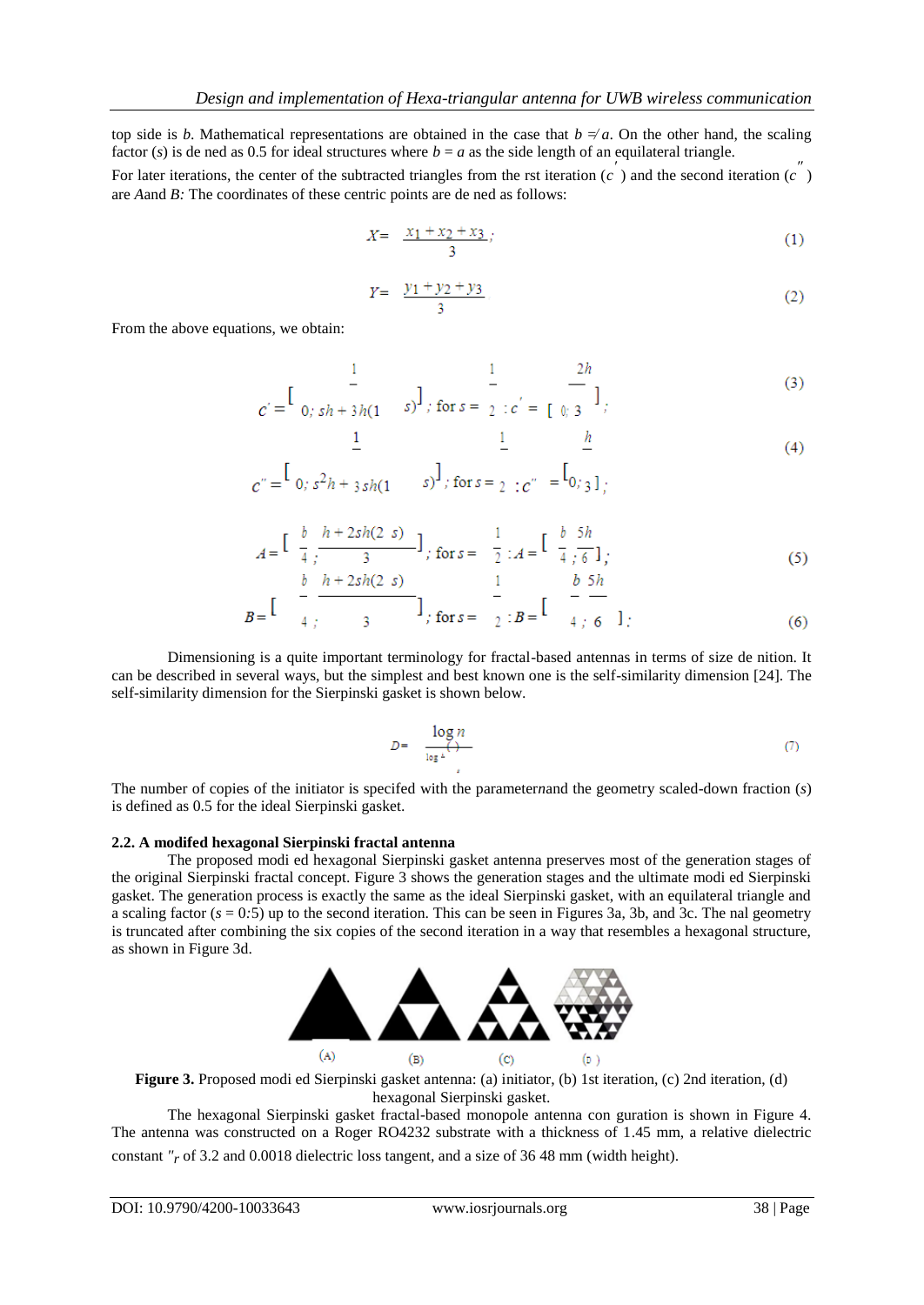top side is *b*. Mathematical representations are obtained in the case that $b \neq a$. On the other hand, the scaling factor (*s*) is de ned as 0.5 for ideal structures where $b = a$ as the side length of an equilateral triangle.

For later iterations, the center of the subtracted triangles from the rst iteration ($c'$) and the second iteration ($c''$) are *A*and *B:* The coordinates of these centric points are de ned as follows:

$$X= \frac{x_1+x_2+x_3}{3}; \tag{1}$$

$$Y= \frac{y_1+y_2+y_3}{3} \tag{2}$$

From the above equations, we obtain:

$$c' = \left[0; sh + \frac{1}{3}h(1-s)\right]; \text{ for } s = \frac{1}{2}: c' = \left[0; \frac{2h}{3}\right]; \tag{3}$$

$$c'' = \left[0; s^2h + \frac{1}{3}sh(1-s)\right]; \text{ for } s = \frac{1}{2}: c'' = \left[0; \frac{h}{3}\right]; \tag{4}$$

$$A = \left[\frac{b}{4}; \frac{h+2sh(2-s)}{3}\right]; \text{ for } s = \frac{1}{2}: A = \left[\frac{b}{4}; \frac{5h}{6}\right]; \tag{5}$$

$$B = \left[-\frac{b}{4}; \frac{h+2sh(2-s)}{3}\right]; \text{ for } s = \frac{1}{2}: B = \left[-\frac{b}{4}; \frac{5h}{6}\right]; \tag{6}$$

Dimensioning is a quite important terminology for fractal-based antennas in terms of size de nition. It can be described in several ways, but the simplest and best known one is the self-similarity dimension [24]. The self-similarity dimension for the Sierpinski gasket is shown below.

$$D= \frac{\log n}{\log\left(\frac{1}{s}\right)} \tag{7}$$

The number of copies of the initiator is specifed with the parameter*n*and the geometry scaled-down fraction (*s*) is defined as 0.5 for the ideal Sierpinski gasket.

### 2.2. A modifed hexagonal Sierpinski fractal antenna

The proposed modi ed hexagonal Sierpinski gasket antenna preserves most of the generation stages of the original Sierpinski fractal concept. Figure 3 shows the generation stages and the ultimate modi ed Sierpinski gasket. The generation process is exactly the same as the ideal Sierpinski gasket, with an equilateral triangle and a scaling factor ($s = 0{:}5$) up to the second iteration. This can be seen in Figures 3a, 3b, and 3c. The nal geometry is truncated after combining the six copies of the second iteration in a way that resembles a hexagonal structure, as shown in Figure 3d.

(A) (B) (C) (D)

**Figure 3.** Proposed modi ed Sierpinski gasket antenna: (a) initiator, (b) 1st iteration, (c) 2nd iteration, (d) hexagonal Sierpinski gasket.

The hexagonal Sierpinski gasket fractal-based monopole antenna con guration is shown in Figure 4. The antenna was constructed on a Roger RO4232 substrate with a thickness of 1.45 mm, a relative dielectric constant $\varepsilon_r$ of 3.2 and 0.0018 dielectric loss tangent, and a size of 36 48 mm (width height).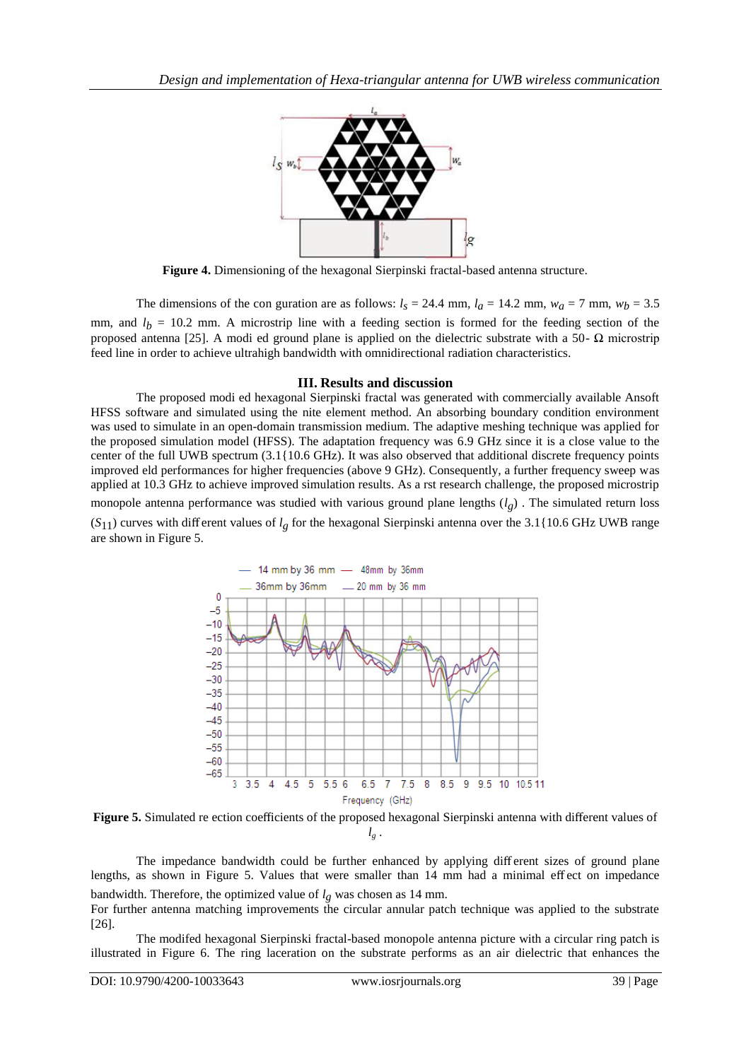Figure 4. Dimensioning of the hexagonal Sierpinski fractal-based antenna structure.

The dimensions of the con guration are as follows: $l_s$ = 24.4 mm, $l_a$ = 14.2 mm, $w_a$ = 7 mm, $w_b$ = 3.5 mm, and $l_b$ = 10.2 mm. A microstrip line with a feeding section is formed for the feeding section of the proposed antenna [25]. A modi ed ground plane is applied on the dielectric substrate with a 50- Ω microstrip feed line in order to achieve ultrahigh bandwidth with omnidirectional radiation characteristics.

## III. Results and discussion

The proposed modi ed hexagonal Sierpinski fractal was generated with commercially available Ansoft HFSS software and simulated using the nite element method. An absorbing boundary condition environment was used to simulate in an open-domain transmission medium. The adaptive meshing technique was applied for the proposed simulation model (HFSS). The adaptation frequency was 6.9 GHz since it is a close value to the center of the full UWB spectrum (3.1{10.6 GHz). It was also observed that additional discrete frequency points improved eld performances for higher frequencies (above 9 GHz). Consequently, a further frequency sweep was applied at 10.3 GHz to achieve improved simulation results. As a rst research challenge, the proposed microstrip monopole antenna performance was studied with various ground plane lengths ($l_g$) . The simulated return loss ($S_{11}$) curves with different values of $l_g$ for the hexagonal Sierpinski antenna over the 3.1{10.6 GHz UWB range are shown in Figure 5.

Figure 5. Simulated re ection coefficients of the proposed hexagonal Sierpinski antenna with different values of $l_g$ .

The impedance bandwidth could be further enhanced by applying different sizes of ground plane lengths, as shown in Figure 5. Values that were smaller than 14 mm had a minimal effect on impedance bandwidth. Therefore, the optimized value of $l_g$ was chosen as 14 mm.
For further antenna matching improvements the circular annular patch technique was applied to the substrate [26].

The modifed hexagonal Sierpinski fractal-based monopole antenna picture with a circular ring patch is illustrated in Figure 6. The ring laceration on the substrate performs as an air dielectric that enhances the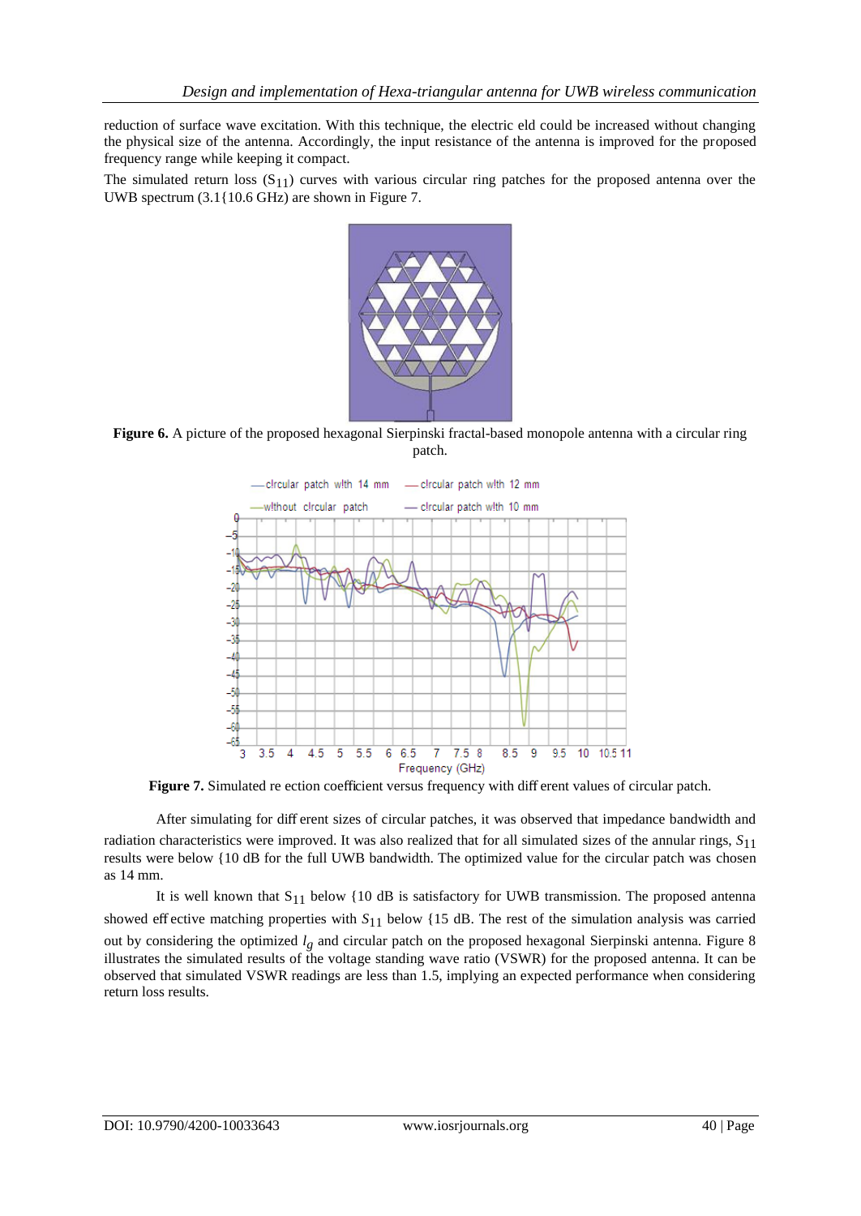reduction of surface wave excitation. With this technique, the electric eld could be increased without changing the physical size of the antenna. Accordingly, the input resistance of the antenna is improved for the proposed frequency range while keeping it compact.

The simulated return loss ($S_{11}$) curves with various circular ring patches for the proposed antenna over the UWB spectrum (3.1{10.6 GHz) are shown in Figure 7.

**Figure 6.** A picture of the proposed hexagonal Sierpinski fractal-based monopole antenna with a circular ring patch.

**Figure 7.** Simulated re ection coefficient versus frequency with diff erent values of circular patch.

After simulating for diff erent sizes of circular patches, it was observed that impedance bandwidth and radiation characteristics were improved. It was also realized that for all simulated sizes of the annular rings, $S_{11}$ results were below {10 dB for the full UWB bandwidth. The optimized value for the circular patch was chosen as 14 mm.

It is well known that $S_{11}$ below {10 dB is satisfactory for UWB transmission. The proposed antenna showed eff ective matching properties with $S_{11}$ below {15 dB. The rest of the simulation analysis was carried out by considering the optimized $l_g$ and circular patch on the proposed hexagonal Sierpinski antenna. Figure 8 illustrates the simulated results of the voltage standing wave ratio (VSWR) for the proposed antenna. It can be observed that simulated VSWR readings are less than 1.5, implying an expected performance when considering return loss results.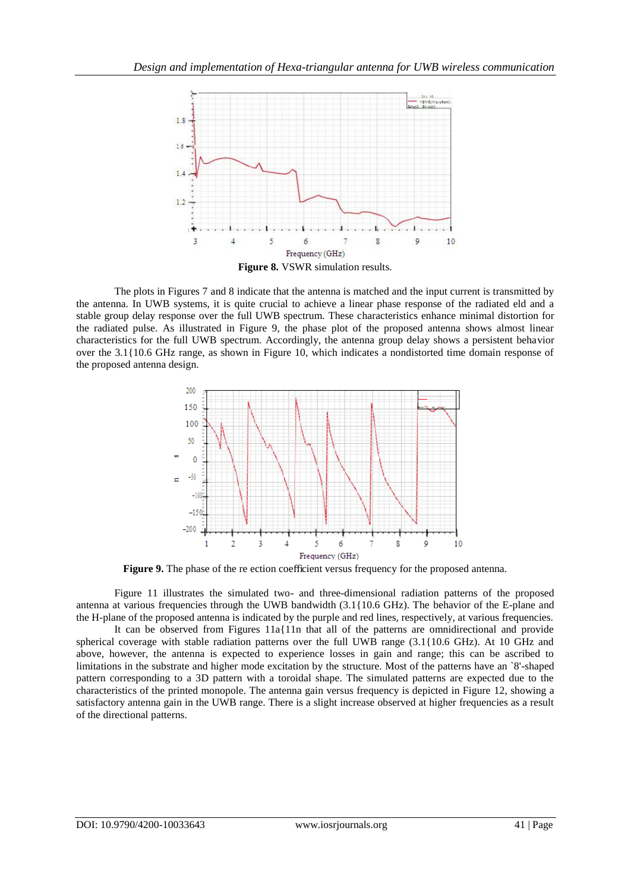**Figure 8.** VSWR simulation results.

The plots in Figures 7 and 8 indicate that the antenna is matched and the input current is transmitted by the antenna. In UWB systems, it is quite crucial to achieve a linear phase response of the radiated eld and a stable group delay response over the full UWB spectrum. These characteristics enhance minimal distortion for the radiated pulse. As illustrated in Figure 9, the phase plot of the proposed antenna shows almost linear characteristics for the full UWB spectrum. Accordingly, the antenna group delay shows a persistent behavior over the 3.1{10.6 GHz range, as shown in Figure 10, which indicates a nondistorted time domain response of the proposed antenna design.

**Figure 9.** The phase of the re ection coefficient versus frequency for the proposed antenna.

Figure 11 illustrates the simulated two- and three-dimensional radiation patterns of the proposed antenna at various frequencies through the UWB bandwidth (3.1{10.6 GHz). The behavior of the E-plane and the H-plane of the proposed antenna is indicated by the purple and red lines, respectively, at various frequencies.

It can be observed from Figures 11a{11n that all of the patterns are omnidirectional and provide spherical coverage with stable radiation patterns over the full UWB range (3.1{10.6 GHz). At 10 GHz and above, however, the antenna is expected to experience losses in gain and range; this can be ascribed to limitations in the substrate and higher mode excitation by the structure. Most of the patterns have an `8'-shaped pattern corresponding to a 3D pattern with a toroidal shape. The simulated patterns are expected due to the characteristics of the printed monopole. The antenna gain versus frequency is depicted in Figure 12, showing a satisfactory antenna gain in the UWB range. There is a slight increase observed at higher frequencies as a result of the directional patterns.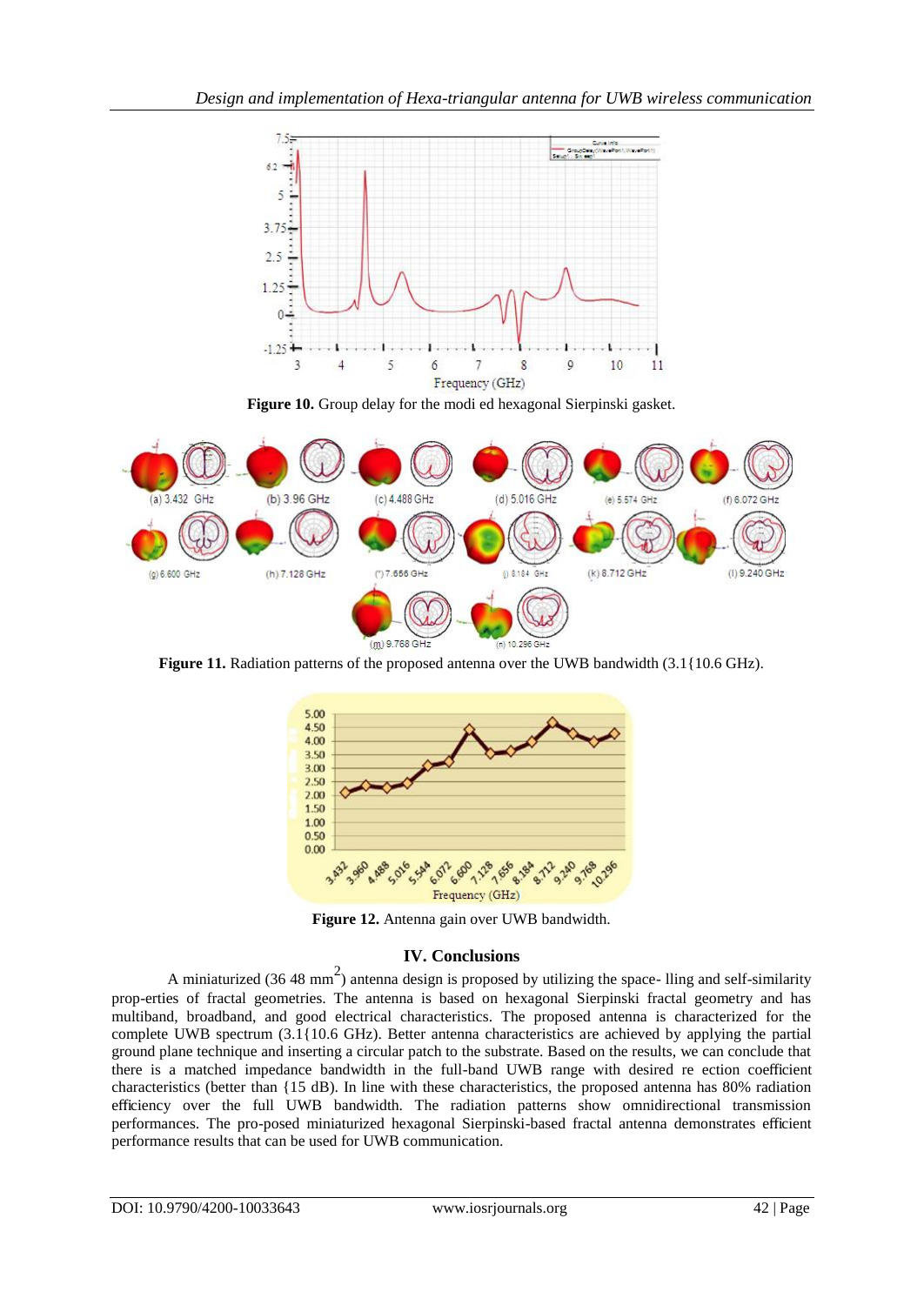**Figure 10.** Group delay for the modi ed hexagonal Sierpinski gasket.

**Figure 11.** Radiation patterns of the proposed antenna over the UWB bandwidth (3.1{10.6 GHz).

**Figure 12.** Antenna gain over UWB bandwidth.

## IV. Conclusions

A miniaturized (36 48 mm$^2$) antenna design is proposed by utilizing the space- lling and self-similarity prop-erties of fractal geometries. The antenna is based on hexagonal Sierpinski fractal geometry and has multiband, broadband, and good electrical characteristics. The proposed antenna is characterized for the complete UWB spectrum (3.1{10.6 GHz). Better antenna characteristics are achieved by applying the partial ground plane technique and inserting a circular patch to the substrate. Based on the results, we can conclude that there is a matched impedance bandwidth in the full-band UWB range with desired re ection coefficient characteristics (better than {15 dB). In line with these characteristics, the proposed antenna has 80% radiation efficiency over the full UWB bandwidth. The radiation patterns show omnidirectional transmission performances. The pro-posed miniaturized hexagonal Sierpinski-based fractal antenna demonstrates efficient performance results that can be used for UWB communication.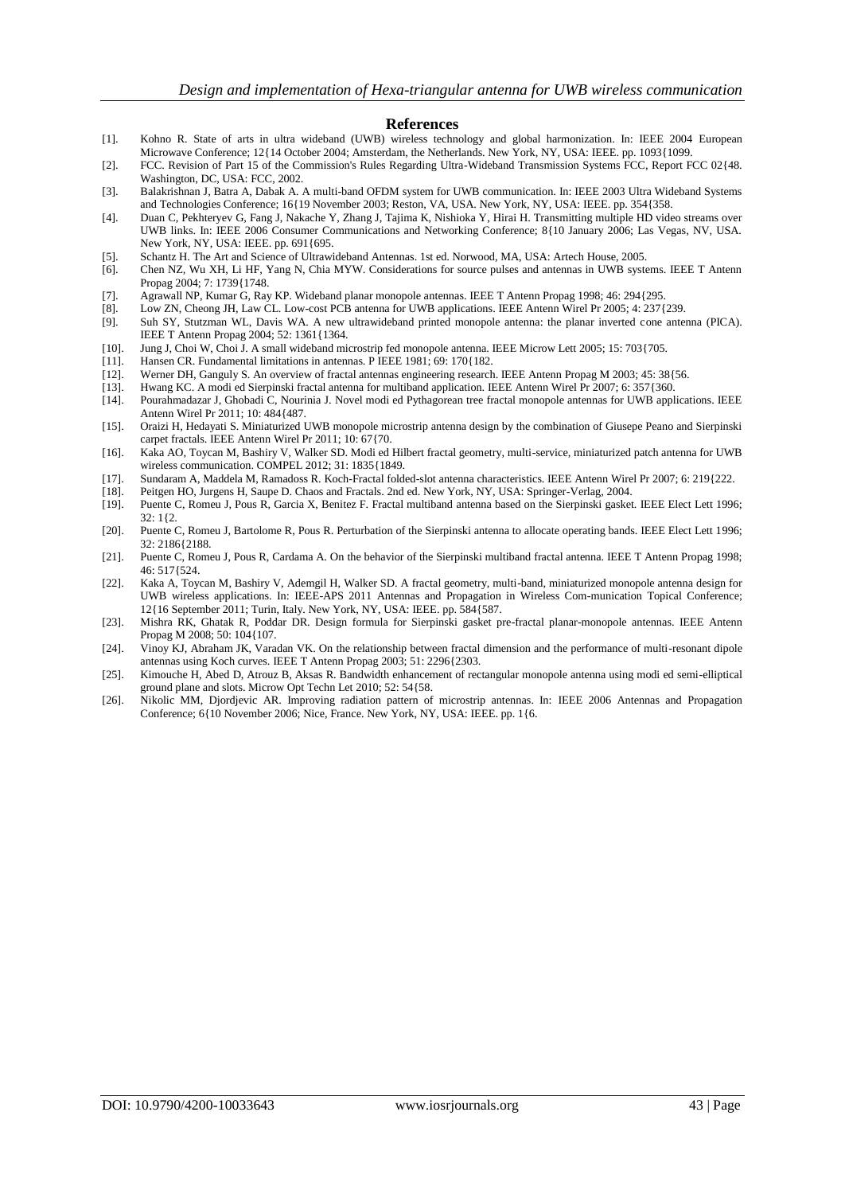## References

[1]. Kohno R. State of arts in ultra wideband (UWB) wireless technology and global harmonization. In: IEEE 2004 European Microwave Conference; 12{14 October 2004; Amsterdam, the Netherlands. New York, NY, USA: IEEE. pp. 1093{1099.

[2]. FCC. Revision of Part 15 of the Commission's Rules Regarding Ultra-Wideband Transmission Systems FCC, Report FCC 02{48. Washington, DC, USA: FCC, 2002.

[3]. Balakrishnan J, Batra A, Dabak A. A multi-band OFDM system for UWB communication. In: IEEE 2003 Ultra Wideband Systems and Technologies Conference; 16{19 November 2003; Reston, VA, USA. New York, NY, USA: IEEE. pp. 354{358.

[4]. Duan C, Pekhteryev G, Fang J, Nakache Y, Zhang J, Tajima K, Nishioka Y, Hirai H. Transmitting multiple HD video streams over UWB links. In: IEEE 2006 Consumer Communications and Networking Conference; 8{10 January 2006; Las Vegas, NV, USA. New York, NY, USA: IEEE. pp. 691{695.

[5]. Schantz H. The Art and Science of Ultrawideband Antennas. 1st ed. Norwood, MA, USA: Artech House, 2005.

[6]. Chen NZ, Wu XH, Li HF, Yang N, Chia MYW. Considerations for source pulses and antennas in UWB systems. IEEE T Antenn Propag 2004; 7: 1739{1748.

[7]. Agrawall NP, Kumar G, Ray KP. Wideband planar monopole antennas. IEEE T Antenn Propag 1998; 46: 294{295.

[8]. Low ZN, Cheong JH, Law CL. Low-cost PCB antenna for UWB applications. IEEE Antenn Wirel Pr 2005; 4: 237{239.

[9]. Suh SY, Stutzman WL, Davis WA. A new ultrawideband printed monopole antenna: the planar inverted cone antenna (PICA). IEEE T Antenn Propag 2004; 52: 1361{1364.

[10]. Jung J, Choi W, Choi J. A small wideband microstrip fed monopole antenna. IEEE Microw Lett 2005; 15: 703{705.

[11]. Hansen CR. Fundamental limitations in antennas. P IEEE 1981; 69: 170{182.

[12]. Werner DH, Ganguly S. An overview of fractal antennas engineering research. IEEE Antenn Propag M 2003; 45: 38{56.

[13]. Hwang KC. A modi ed Sierpinski fractal antenna for multiband application. IEEE Antenn Wirel Pr 2007; 6: 357{360.

[14]. Pourahmadazar J, Ghobadi C, Nourinia J. Novel modi ed Pythagorean tree fractal monopole antennas for UWB applications. IEEE Antenn Wirel Pr 2011; 10: 484{487.

[15]. Oraizi H, Hedayati S. Miniaturized UWB monopole microstrip antenna design by the combination of Giusepe Peano and Sierpinski carpet fractals. IEEE Antenn Wirel Pr 2011; 10: 67{70.

[16]. Kaka AO, Toycan M, Bashiry V, Walker SD. Modi ed Hilbert fractal geometry, multi-service, miniaturized patch antenna for UWB wireless communication. COMPEL 2012; 31: 1835{1849.

[17]. Sundaram A, Maddela M, Ramadoss R. Koch-Fractal folded-slot antenna characteristics. IEEE Antenn Wirel Pr 2007; 6: 219{222.

[18]. Peitgen HO, Jurgens H, Saupe D. Chaos and Fractals. 2nd ed. New York, NY, USA: Springer-Verlag, 2004.

[19]. Puente C, Romeu J, Pous R, Garcia X, Benitez F. Fractal multiband antenna based on the Sierpinski gasket. IEEE Elect Lett 1996; 32: 1{2.

[20]. Puente C, Romeu J, Bartolome R, Pous R. Perturbation of the Sierpinski antenna to allocate operating bands. IEEE Elect Lett 1996; 32: 2186{2188.

[21]. Puente C, Romeu J, Pous R, Cardama A. On the behavior of the Sierpinski multiband fractal antenna. IEEE T Antenn Propag 1998; 46: 517{524.

[22]. Kaka A, Toycan M, Bashiry V, Ademgil H, Walker SD. A fractal geometry, multi-band, miniaturized monopole antenna design for UWB wireless applications. In: IEEE-APS 2011 Antennas and Propagation in Wireless Com-munication Topical Conference; 12{16 September 2011; Turin, Italy. New York, NY, USA: IEEE. pp. 584{587.

[23]. Mishra RK, Ghatak R, Poddar DR. Design formula for Sierpinski gasket pre-fractal planar-monopole antennas. IEEE Antenn Propag M 2008; 50: 104{107.

[24]. Vinoy KJ, Abraham JK, Varadan VK. On the relationship between fractal dimension and the performance of multi-resonant dipole antennas using Koch curves. IEEE T Antenn Propag 2003; 51: 2296{2303.

[25]. Kimouche H, Abed D, Atrouz B, Aksas R. Bandwidth enhancement of rectangular monopole antenna using modi ed semi-elliptical ground plane and slots. Microw Opt Techn Let 2010; 52: 54{58.

[26]. Nikolic MM, Djordjevic AR. Improving radiation pattern of microstrip antennas. In: IEEE 2006 Antennas and Propagation Conference; 6{10 November 2006; Nice, France. New York, NY, USA: IEEE. pp. 1{6.